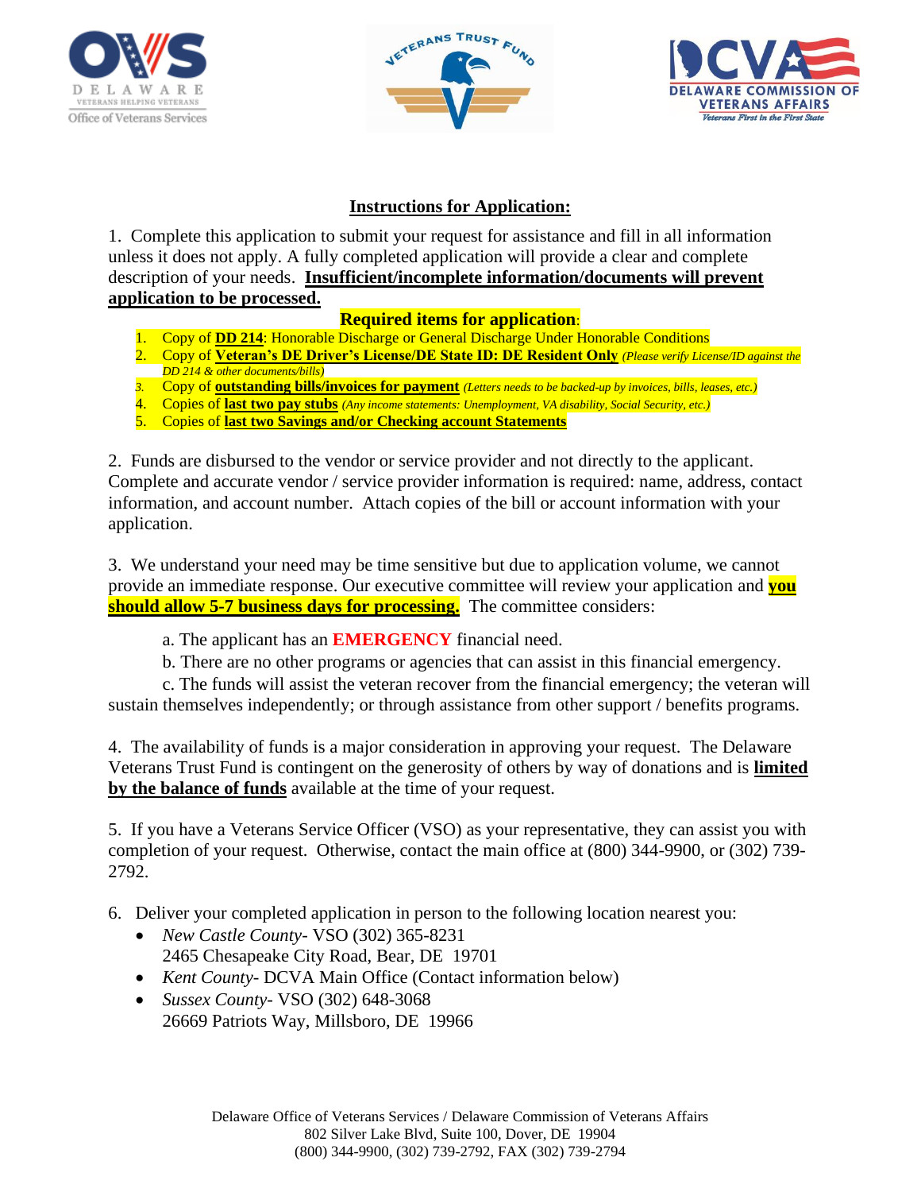## Instructions for Application:

1. Complete this application to submit your request for assistance and fill in all information unless it does not apply. A fully completed application will provide a clear and complete description of your needs. **Insufficient/incomplete information/documents will prevent application to be processed.**

**Required items for application**:

1. Copy of **DD 214**: Honorable Discharge or General Discharge Under Honorable Conditions
2. Copy of **Veteran's DE Driver's License/DE State ID: DE Resident Only** *(Please verify License/ID against the DD 214 & other documents/bills)*
3. Copy of **outstanding bills/invoices for payment** *(Letters needs to be backed-up by invoices, bills, leases, etc.)*
4. Copies of **last two pay stubs** *(Any income statements: Unemployment, VA disability, Social Security, etc.)*
5. Copies of **last two Savings and/or Checking account Statements**

2. Funds are disbursed to the vendor or service provider and not directly to the applicant. Complete and accurate vendor / service provider information is required: name, address, contact information, and account number. Attach copies of the bill or account information with your application.

3. We understand your need may be time sensitive but due to application volume, we cannot provide an immediate response. Our executive committee will review your application and **you should allow 5-7 business days for processing.** The committee considers:

a. The applicant has an **EMERGENCY** financial need.

b. There are no other programs or agencies that can assist in this financial emergency.

c. The funds will assist the veteran recover from the financial emergency; the veteran will sustain themselves independently; or through assistance from other support / benefits programs.

4. The availability of funds is a major consideration in approving your request. The Delaware Veterans Trust Fund is contingent on the generosity of others by way of donations and is **limited by the balance of funds** available at the time of your request.

5. If you have a Veterans Service Officer (VSO) as your representative, they can assist you with completion of your request. Otherwise, contact the main office at (800) 344-9900, or (302) 739-2792.

6. Deliver your completed application in person to the following location nearest you:
   - *New Castle County*- VSO (302) 365-8231
     2465 Chesapeake City Road, Bear, DE 19701
   - *Kent County*- DCVA Main Office (Contact information below)
   - *Sussex County*- VSO (302) 648-3068
     26669 Patriots Way, Millsboro, DE 19966

Delaware Office of Veterans Services / Delaware Commission of Veterans Affairs
802 Silver Lake Blvd, Suite 100, Dover, DE 19904
(800) 344-9900, (302) 739-2792, FAX (302) 739-2794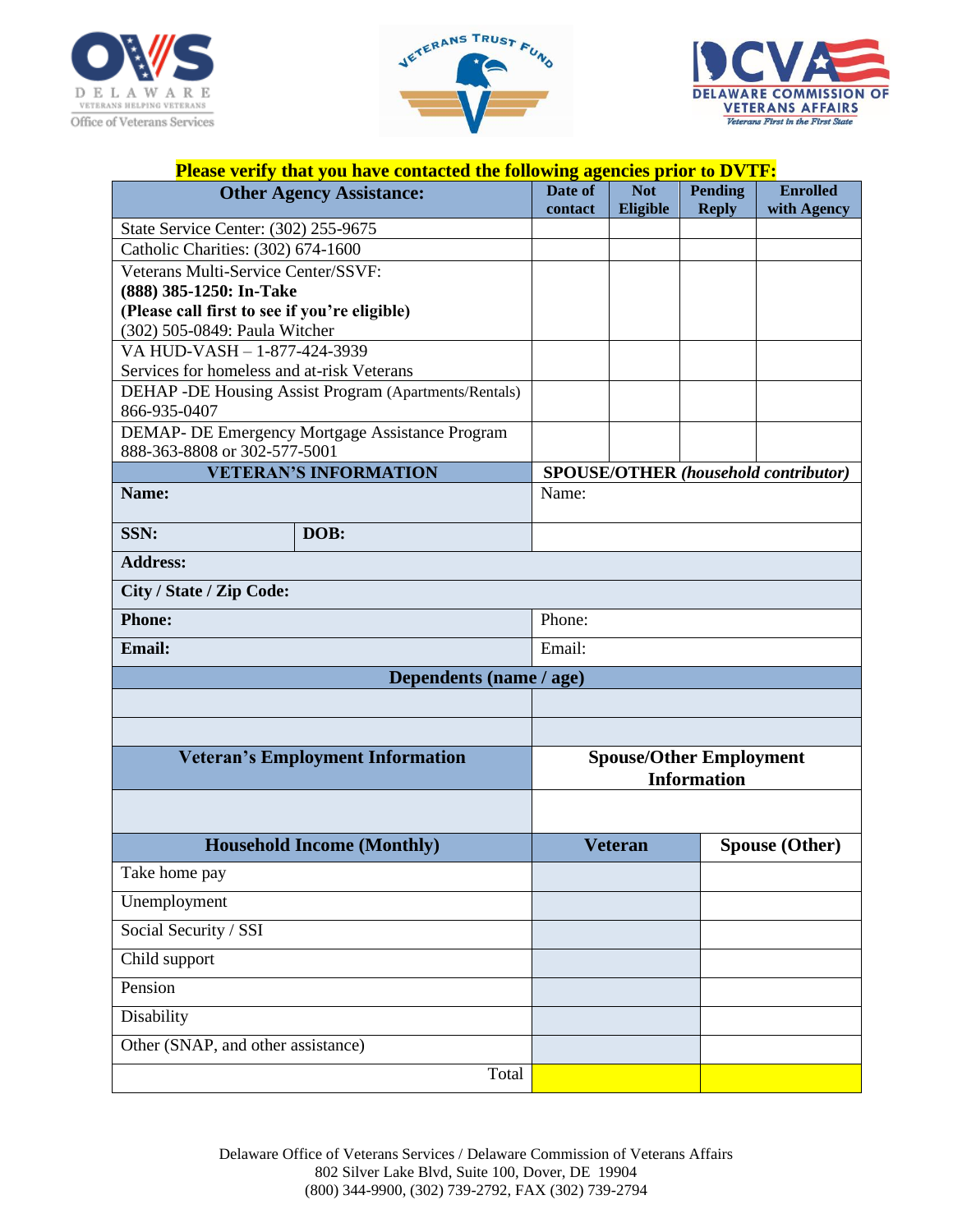**Please verify that you have contacted the following agencies prior to DVTF:**

| Other Agency Assistance: | Date of contact | Not Eligible | Pending Reply | Enrolled with Agency |
|---|---|---|---|---|
| State Service Center: (302) 255-9675 | | | | |
| Catholic Charities: (302) 674-1600 | | | | |
| Veterans Multi-Service Center/SSVF: **(888) 385-1250: In-Take** **(Please call first to see if you're eligible)** (302) 505-0849: Paula Witcher | | | | |
| VA HUD-VASH – 1-877-424-3939 Services for homeless and at-risk Veterans | | | | |
| DEHAP -DE Housing Assist Program (Apartments/Rentals) 866-935-0407 | | | | |
| DEMAP- DE Emergency Mortgage Assistance Program 888-363-8808 or 302-577-5001 | | | | |

| VETERAN'S INFORMATION | | SPOUSE/OTHER *(household contributor)* |
|---|---|---|
| **Name:** | | Name: |
| **SSN:** | **DOB:** | |
| **Address:** | | |
| **City / State / Zip Code:** | | |
| **Phone:** | | Phone: |
| **Email:** | | Email: |

| Dependents (name / age) | |
|---|---|
| | |
| | |

| Veteran's Employment Information | Spouse/Other Employment Information |
|---|---|
| | |

| Household Income (Monthly) | Veteran | Spouse (Other) |
|---|---|---|
| Take home pay | | |
| Unemployment | | |
| Social Security / SSI | | |
| Child support | | |
| Pension | | |
| Disability | | |
| Other (SNAP, and other assistance) | | |
| Total | | |

Delaware Office of Veterans Services / Delaware Commission of Veterans Affairs
802 Silver Lake Blvd, Suite 100, Dover, DE 19904
(800) 344-9900, (302) 739-2792, FAX (302) 739-2794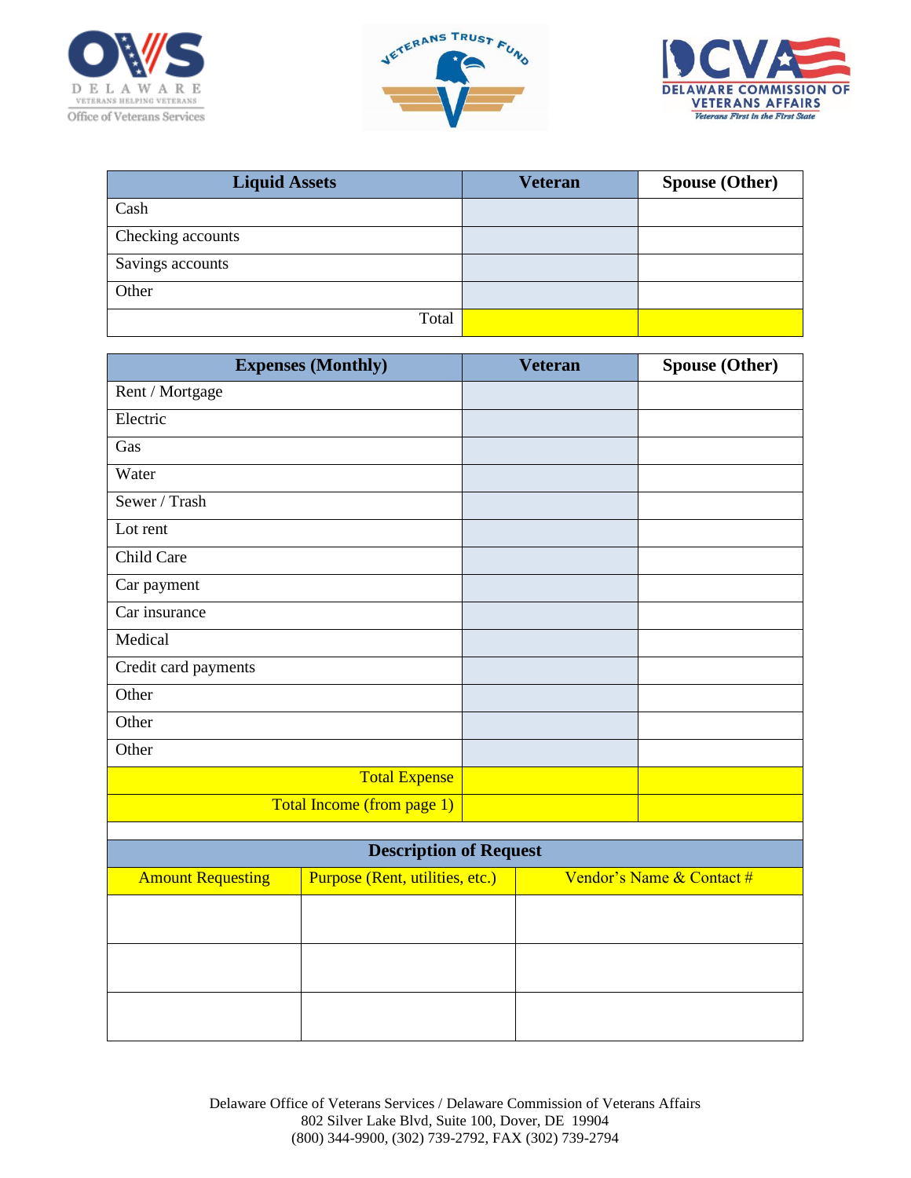| Liquid Assets | Veteran | Spouse (Other) |
|---|---|---|
| Cash | | |
| Checking accounts | | |
| Savings accounts | | |
| Other | | |
| Total | | |

| Expenses (Monthly) | Veteran | Spouse (Other) |
|---|---|---|
| Rent / Mortgage | | |
| Electric | | |
| Gas | | |
| Water | | |
| Sewer / Trash | | |
| Lot rent | | |
| Child Care | | |
| Car payment | | |
| Car insurance | | |
| Medical | | |
| Credit card payments | | |
| Other | | |
| Other | | |
| Other | | |
| Total Expense | | |
| Total Income (from page 1) | | |

| Description of Request | | |
|---|---|---|
| Amount Requesting | Purpose (Rent, utilities, etc.) | Vendor's Name & Contact # |
| | | |
| | | |
| | | |

Delaware Office of Veterans Services / Delaware Commission of Veterans Affairs
802 Silver Lake Blvd, Suite 100, Dover, DE 19904
(800) 344-9900, (302) 739-2792, FAX (302) 739-2794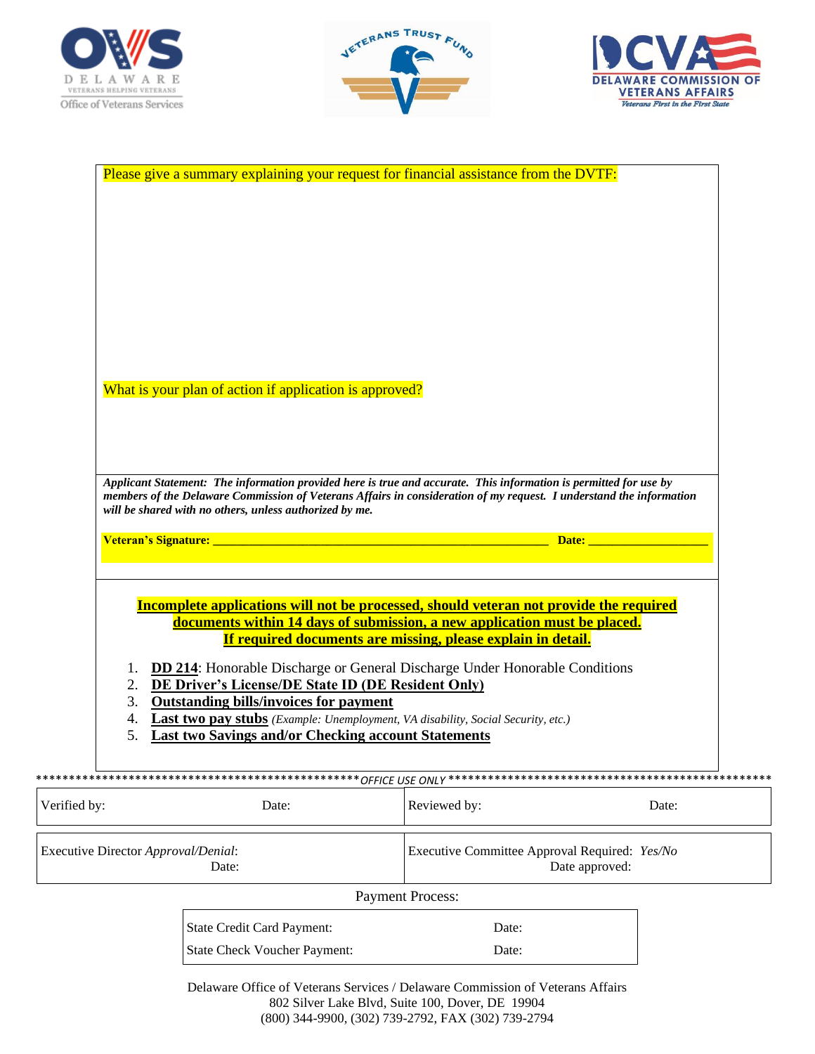Please give a summary explaining your request for financial assistance from the DVTF:

What is your plan of action if application is approved?

***Applicant Statement: The information provided here is true and accurate. This information is permitted for use by members of the Delaware Commission of Veterans Affairs in consideration of my request. I understand the information will be shared with no others, unless authorized by me.***

**Veteran's Signature: ______________________________________________________ Date: ___________________**

**Incomplete applications will not be processed, should veteran not provide the required documents within 14 days of submission, a new application must be placed.**
**If required documents are missing, please explain in detail.**

1. **DD 214**: Honorable Discharge or General Discharge Under Honorable Conditions
2. **DE Driver's License/DE State ID (DE Resident Only)**
3. **Outstanding bills/invoices for payment**
4. **Last two pay stubs** *(Example: Unemployment, VA disability, Social Security, etc.)*
5. **Last two Savings and/or Checking account Statements**

************************************************** *OFFICE USE ONLY* **************************************************

| | | | |
|---|---|---|---|
| Verified by: | Date: | Reviewed by: | Date: |
| Executive Director *Approval/Denial*: | Date: | Executive Committee Approval Required: *Yes/No* | Date approved: |

Payment Process:

| | |
|---|---|
| State Credit Card Payment: | Date: |
| State Check Voucher Payment: | Date: |

Delaware Office of Veterans Services / Delaware Commission of Veterans Affairs
802 Silver Lake Blvd, Suite 100, Dover, DE 19904
(800) 344-9900, (302) 739-2792, FAX (302) 739-2794